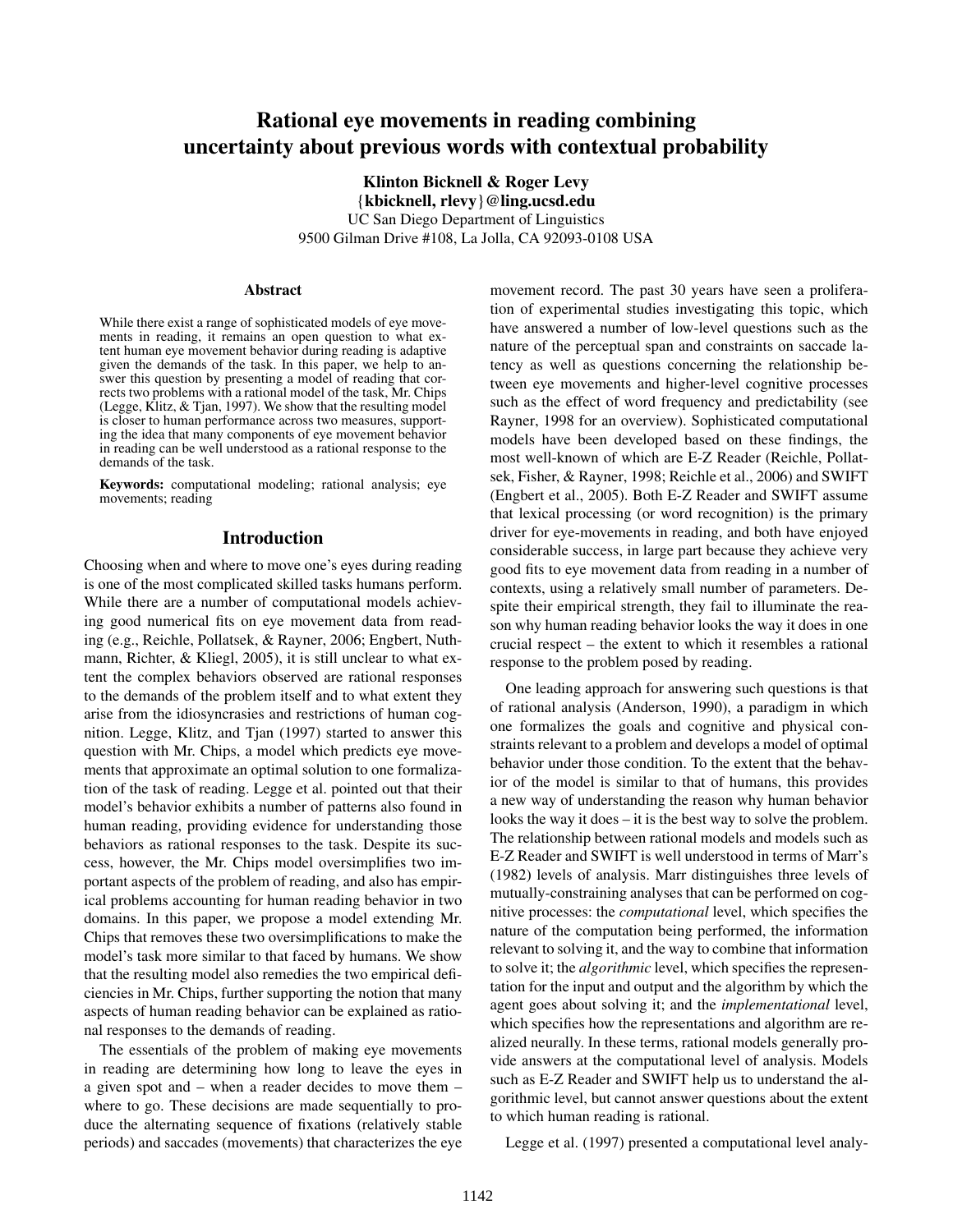# Rational eye movements in reading combining uncertainty about previous words with contextual probability

**Klinton Bicknell & Roger Levy**
**{kbicknell, rlevy}@ling.ucsd.edu**
UC San Diego Department of Linguistics
9500 Gilman Drive #108, La Jolla, CA 92093-0108 USA

## Abstract

While there exist a range of sophisticated models of eye movements in reading, it remains an open question to what extent human eye movement behavior during reading is adaptive given the demands of the task. In this paper, we help to answer this question by presenting a model of reading that corrects two problems with a rational model of the task, Mr. Chips (Legge, Klitz, & Tjan, 1997). We show that the resulting model is closer to human performance across two measures, supporting the idea that many components of eye movement behavior in reading can be well understood as a rational response to the demands of the task.

**Keywords:** computational modeling; rational analysis; eye movements; reading

## Introduction

Choosing when and where to move one's eyes during reading is one of the most complicated skilled tasks humans perform. While there are a number of computational models achieving good numerical fits on eye movement data from reading (e.g., Reichle, Pollatsek, & Rayner, 2006; Engbert, Nuthmann, Richter, & Kliegl, 2005), it is still unclear to what extent the complex behaviors observed are rational responses to the demands of the problem itself and to what extent they arise from the idiosyncrasies and restrictions of human cognition. Legge, Klitz, and Tjan (1997) started to answer this question with Mr. Chips, a model which predicts eye movements that approximate an optimal solution to one formalization of the task of reading. Legge et al. pointed out that their model's behavior exhibits a number of patterns also found in human reading, providing evidence for understanding those behaviors as rational responses to the task. Despite its success, however, the Mr. Chips model oversimplifies two important aspects of the problem of reading, and also has empirical problems accounting for human reading behavior in two domains. In this paper, we propose a model extending Mr. Chips that removes these two oversimplifications to make the model's task more similar to that faced by humans. We show that the resulting model also remedies the two empirical deficiencies in Mr. Chips, further supporting the notion that many aspects of human reading behavior can be explained as rational responses to the demands of reading.

The essentials of the problem of making eye movements in reading are determining how long to leave the eyes in a given spot and – when a reader decides to move them – where to go. These decisions are made sequentially to produce the alternating sequence of fixations (relatively stable periods) and saccades (movements) that characterizes the eye movement record. The past 30 years have seen a proliferation of experimental studies investigating this topic, which have answered a number of low-level questions such as the nature of the perceptual span and constraints on saccade latency as well as questions concerning the relationship between eye movements and higher-level cognitive processes such as the effect of word frequency and predictability (see Rayner, 1998 for an overview). Sophisticated computational models have been developed based on these findings, the most well-known of which are E-Z Reader (Reichle, Pollatsek, Fisher, & Rayner, 1998; Reichle et al., 2006) and SWIFT (Engbert et al., 2005). Both E-Z Reader and SWIFT assume that lexical processing (or word recognition) is the primary driver for eye-movements in reading, and both have enjoyed considerable success, in large part because they achieve very good fits to eye movement data from reading in a number of contexts, using a relatively small number of parameters. Despite their empirical strength, they fail to illuminate the reason why human reading behavior looks the way it does in one crucial respect – the extent to which it resembles a rational response to the problem posed by reading.

One leading approach for answering such questions is that of rational analysis (Anderson, 1990), a paradigm in which one formalizes the goals and cognitive and physical constraints relevant to a problem and develops a model of optimal behavior under those condition. To the extent that the behavior of the model is similar to that of humans, this provides a new way of understanding the reason why human behavior looks the way it does – it is the best way to solve the problem. The relationship between rational models and models such as E-Z Reader and SWIFT is well understood in terms of Marr's (1982) levels of analysis. Marr distinguishes three levels of mutually-constraining analyses that can be performed on cognitive processes: the *computational* level, which specifies the nature of the computation being performed, the information relevant to solving it, and the way to combine that information to solve it; the *algorithmic* level, which specifies the representation for the input and output and the algorithm by which the agent goes about solving it; and the *implementational* level, which specifies how the representations and algorithm are realized neurally. In these terms, rational models generally provide answers at the computational level of analysis. Models such as E-Z Reader and SWIFT help us to understand the algorithmic level, but cannot answer questions about the extent to which human reading is rational.

Legge et al. (1997) presented a computational level analy-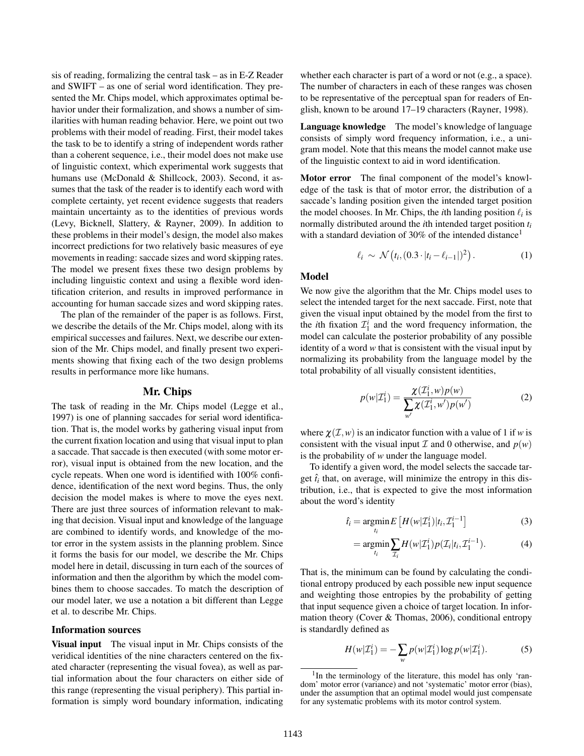sis of reading, formalizing the central task – as in E-Z Reader and SWIFT – as one of serial word identification. They presented the Mr. Chips model, which approximates optimal behavior under their formalization, and shows a number of similarities with human reading behavior. Here, we point out two problems with their model of reading. First, their model takes the task to be to identify a string of independent words rather than a coherent sequence, i.e., their model does not make use of linguistic context, which experimental work suggests that humans use (McDonald & Shillcock, 2003). Second, it assumes that the task of the reader is to identify each word with complete certainty, yet recent evidence suggests that readers maintain uncertainty as to the identities of previous words (Levy, Bicknell, Slattery, & Rayner, 2009). In addition to these problems in their model's design, the model also makes incorrect predictions for two relatively basic measures of eye movements in reading: saccade sizes and word skipping rates. The model we present fixes these two design problems by including linguistic context and using a flexible word identification criterion, and results in improved performance in accounting for human saccade sizes and word skipping rates.

The plan of the remainder of the paper is as follows. First, we describe the details of the Mr. Chips model, along with its empirical successes and failures. Next, we describe our extension of the Mr. Chips model, and finally present two experiments showing that fixing each of the two design problems results in performance more like humans.

## Mr. Chips

The task of reading in the Mr. Chips model (Legge et al., 1997) is one of planning saccades for serial word identification. That is, the model works by gathering visual input from the current fixation location and using that visual input to plan a saccade. That saccade is then executed (with some motor error), visual input is obtained from the new location, and the cycle repeats. When one word is identified with 100% confidence, identification of the next word begins. Thus, the only decision the model makes is where to move the eyes next. There are just three sources of information relevant to making that decision. Visual input and knowledge of the language are combined to identify words, and knowledge of the motor error in the system assists in the planning problem. Since it forms the basis for our model, we describe the Mr. Chips model here in detail, discussing in turn each of the sources of information and then the algorithm by which the model combines them to choose saccades. To match the description of our model later, we use a notation a bit different than Legge et al. to describe Mr. Chips.

### Information sources

**Visual input** The visual input in Mr. Chips consists of the veridical identities of the nine characters centered on the fixated character (representing the visual fovea), as well as partial information about the four characters on either side of this range (representing the visual periphery). This partial information is simply word boundary information, indicating whether each character is part of a word or not (e.g., a space). The number of characters in each of these ranges was chosen to be representative of the perceptual span for readers of English, known to be around 17–19 characters (Rayner, 1998).

**Language knowledge** The model's knowledge of language consists of simply word frequency information, i.e., a unigram model. Note that this means the model cannot make use of the linguistic context to aid in word identification.

**Motor error** The final component of the model's knowledge of the task is that of motor error, the distribution of a saccade's landing position given the intended target position the model chooses. In Mr. Chips, the $i$th landing position $\ell_i$ is normally distributed around the $i$th intended target position $t_i$ with a standard deviation of 30% of the intended distance[1]

$$\ell_i \sim \mathcal{N}\left(t_i, (0.3 \cdot |t_i - \ell_{i-1}|)^2\right). \tag{1}$$

### Model

We now give the algorithm that the Mr. Chips model uses to select the intended target for the next saccade. First, note that given the visual input obtained by the model from the first to the $i$th fixation $\mathcal{I}_1^i$ and the word frequency information, the model can calculate the posterior probability of any possible identity of a word $w$ that is consistent with the visual input by normalizing its probability from the language model by the total probability of all visually consistent identities,

$$p(w|\mathcal{I}_1^i) = \frac{\chi(\mathcal{I}_1^i, w)p(w)}{\sum_{w'} \chi(\mathcal{I}_1^i, w')p(w')} \tag{2}$$

where $\chi(\mathcal{I}, w)$ is an indicator function with a value of 1 if $w$ is consistent with the visual input $\mathcal{I}$ and 0 otherwise, and $p(w)$ is the probability of $w$ under the language model.

To identify a given word, the model selects the saccade target $\hat{t}_i$ that, on average, will minimize the entropy in this distribution, i.e., that is expected to give the most information about the word's identity

$$\hat{t}_i = \underset{t_i}{\operatorname{argmin}} E\left[H(w|\mathcal{I}_1^i)|t_i, \mathcal{I}_1^{i-1}\right] \tag{3}$$

$$= \underset{t_i}{\operatorname{argmin}} \sum_{\mathcal{I}_i} H(w|\mathcal{I}_1^i) p(\mathcal{I}_i|t_i, \mathcal{I}_1^{i-1}). \tag{4}$$

That is, the minimum can be found by calculating the conditional entropy produced by each possible new input sequence and weighting those entropies by the probability of getting that input sequence given a choice of target location. In information theory (Cover & Thomas, 2006), conditional entropy is standardly defined as

$$H(w|\mathcal{I}_1^i) = -\sum_w p(w|\mathcal{I}_1^i) \log p(w|\mathcal{I}_1^i). \tag{5}$$

[1] In the terminology of the literature, this model has only 'random' motor error (variance) and not 'systematic' motor error (bias), under the assumption that an optimal model would just compensate for any systematic problems with its motor control system.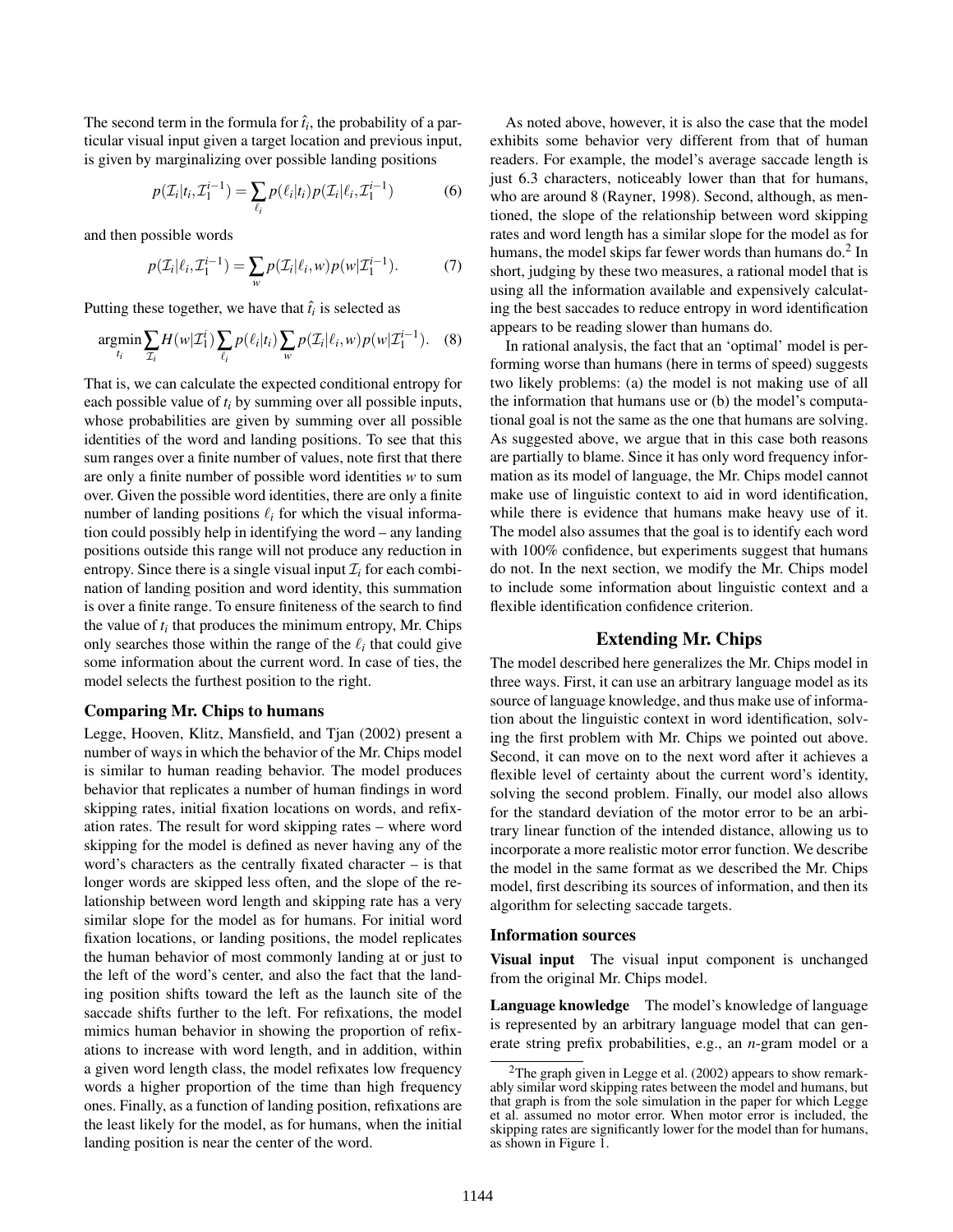The second term in the formula for $\hat{t}_i$, the probability of a particular visual input given a target location and previous input, is given by marginalizing over possible landing positions

$$p(\mathcal{I}_i|t_i, \mathcal{I}_1^{i-1}) = \sum_{\ell_i} p(\ell_i|t_i) p(\mathcal{I}_i|\ell_i, \mathcal{I}_1^{i-1}) \quad (6)$$

and then possible words

$$p(\mathcal{I}_i|\ell_i, \mathcal{I}_1^{i-1}) = \sum_{w} p(\mathcal{I}_i|\ell_i, w) p(w|\mathcal{I}_1^{i-1}). \quad (7)$$

Putting these together, we have that $\hat{t}_i$ is selected as

$$\underset{t_i}{\operatorname{argmin}} \sum_{\mathcal{I}_i} H(w|\mathcal{I}_1^i) \sum_{\ell_i} p(\ell_i|t_i) \sum_{w} p(\mathcal{I}_i|\ell_i, w) p(w|\mathcal{I}_1^{i-1}). \quad (8)$$

That is, we can calculate the expected conditional entropy for each possible value of $t_i$ by summing over all possible inputs, whose probabilities are given by summing over all possible identities of the word and landing positions. To see that this sum ranges over a finite number of values, note first that there are only a finite number of possible word identities $w$ to sum over. Given the possible word identities, there are only a finite number of landing positions $\ell_i$ for which the visual information could possibly help in identifying the word – any landing positions outside this range will not produce any reduction in entropy. Since there is a single visual input $\mathcal{I}_i$ for each combination of landing position and word identity, this summation is over a finite range. To ensure finiteness of the search to find the value of $t_i$ that produces the minimum entropy, Mr. Chips only searches those within the range of the $\ell_i$ that could give some information about the current word. In case of ties, the model selects the furthest position to the right.

### Comparing Mr. Chips to humans

Legge, Hooven, Klitz, Mansfield, and Tjan (2002) present a number of ways in which the behavior of the Mr. Chips model is similar to human reading behavior. The model produces behavior that replicates a number of human findings in word skipping rates, initial fixation locations on words, and refixation rates. The result for word skipping rates – where word skipping for the model is defined as never having any of the word's characters as the centrally fixated character – is that longer words are skipped less often, and the slope of the relationship between word length and skipping rate has a very similar slope for the model as for humans. For initial word fixation locations, or landing positions, the model replicates the human behavior of most commonly landing at or just to the left of the word's center, and also the fact that the landing position shifts toward the left as the launch site of the saccade shifts further to the left. For refixations, the model mimics human behavior in showing the proportion of refixations to increase with word length, and in addition, within a given word length class, the model refixates low frequency words a higher proportion of the time than high frequency ones. Finally, as a function of landing position, refixations are the least likely for the model, as for humans, when the initial landing position is near the center of the word.

As noted above, however, it is also the case that the model exhibits some behavior very different from that of human readers. For example, the model's average saccade length is just 6.3 characters, noticeably lower than that for humans, who are around 8 (Rayner, 1998). Second, although, as mentioned, the slope of the relationship between word skipping rates and word length has a similar slope for the model as for humans, the model skips far fewer words than humans do.[2] In short, judging by these two measures, a rational model that is using all the information available and expensively calculating the best saccades to reduce entropy in word identification appears to be reading slower than humans do.

In rational analysis, the fact that an 'optimal' model is performing worse than humans (here in terms of speed) suggests two likely problems: (a) the model is not making use of all the information that humans use or (b) the model's computational goal is not the same as the one that humans are solving. As suggested above, we argue that in this case both reasons are partially to blame. Since it has only word frequency information as its model of language, the Mr. Chips model cannot make use of linguistic context to aid in word identification, while there is evidence that humans make heavy use of it. The model also assumes that the goal is to identify each word with 100% confidence, but experiments suggest that humans do not. In the next section, we modify the Mr. Chips model to include some information about linguistic context and a flexible identification confidence criterion.

## Extending Mr. Chips

The model described here generalizes the Mr. Chips model in three ways. First, it can use an arbitrary language model as its source of language knowledge, and thus make use of information about the linguistic context in word identification, solving the first problem with Mr. Chips we pointed out above. Second, it can move on to the next word after it achieves a flexible level of certainty about the current word's identity, solving the second problem. Finally, our model also allows for the standard deviation of the motor error to be an arbitrary linear function of the intended distance, allowing us to incorporate a more realistic motor error function. We describe the model in the same format as we described the Mr. Chips model, first describing its sources of information, and then its algorithm for selecting saccade targets.

### Information sources

**Visual input** The visual input component is unchanged from the original Mr. Chips model.

**Language knowledge** The model's knowledge of language is represented by an arbitrary language model that can generate string prefix probabilities, e.g., an $n$-gram model or a

[2] The graph given in Legge et al. (2002) appears to show remarkably similar word skipping rates between the model and humans, but that graph is from the sole simulation in the paper for which Legge et al. assumed no motor error. When motor error is included, the skipping rates are significantly lower for the model than for humans, as shown in Figure 1.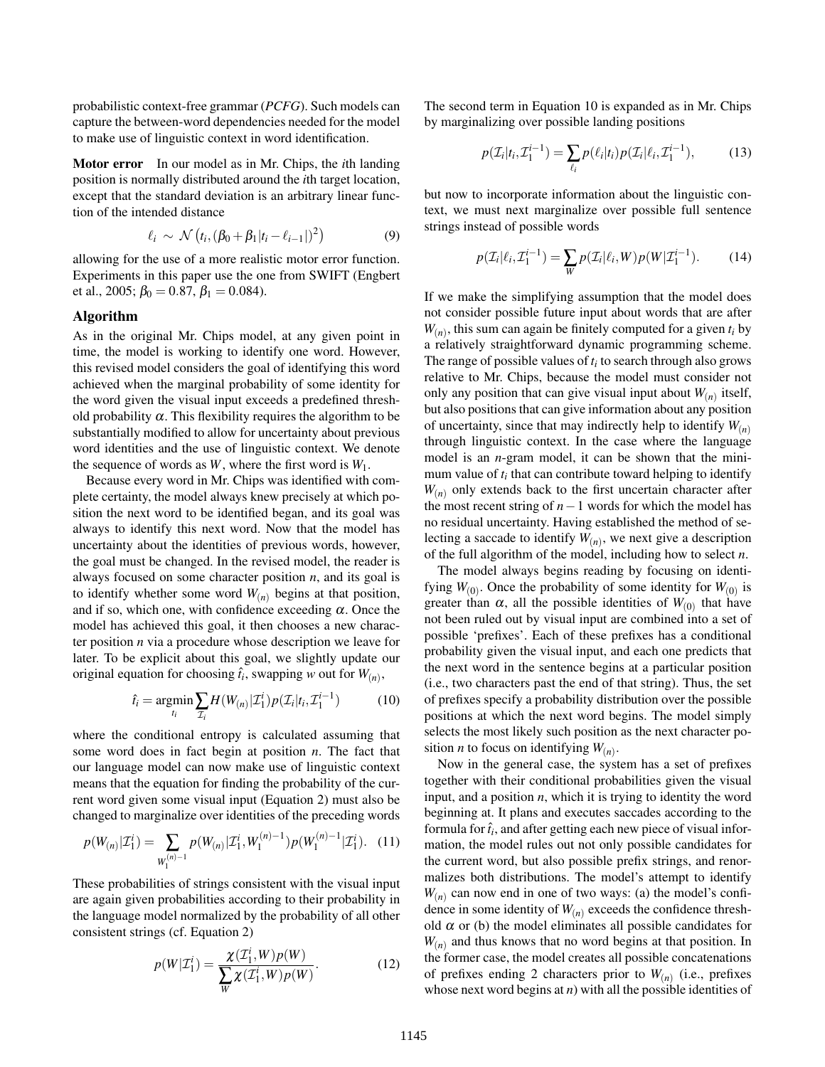probabilistic context-free grammar (*PCFG*). Such models can capture the between-word dependencies needed for the model to make use of linguistic context in word identification.

**Motor error** In our model as in Mr. Chips, the $i$th landing position is normally distributed around the $i$th target location, except that the standard deviation is an arbitrary linear function of the intended distance

$$\ell_i \sim \mathcal{N}\left(t_i, (\beta_0 + \beta_1 |t_i - \ell_{i-1}|)^2\right) \tag{9}$$

allowing for the use of a more realistic motor error function. Experiments in this paper use the one from SWIFT (Engbert et al., 2005; $\beta_0 = 0.87$, $\beta_1 = 0.084$).

## Algorithm

As in the original Mr. Chips model, at any given point in time, the model is working to identify one word. However, this revised model considers the goal of identifying this word achieved when the marginal probability of some identity for the word given the visual input exceeds a predefined threshold probability $\alpha$. This flexibility requires the algorithm to be substantially modified to allow for uncertainty about previous word identities and the use of linguistic context. We denote the sequence of words as $W$, where the first word is $W_1$.

Because every word in Mr. Chips was identified with complete certainty, the model always knew precisely at which position the next word to be identified began, and its goal was always to identify this next word. Now that the model has uncertainty about the identities of previous words, however, the goal must be changed. In the revised model, the reader is always focused on some character position $n$, and its goal is to identify whether some word $W_{(n)}$ begins at that position, and if so, which one, with confidence exceeding $\alpha$. Once the model has achieved this goal, it then chooses a new character position $n$ via a procedure whose description we leave for later. To be explicit about this goal, we slightly update our original equation for choosing $\hat{t}_i$, swapping $w$ out for $W_{(n)}$,

$$\hat{t}_i = \underset{t_i}{\operatorname{argmin}} \sum_{\mathcal{I}_i} H(W_{(n)} | \mathcal{I}_1^i) p(\mathcal{I}_i | t_i, \mathcal{I}_1^{i-1}) \tag{10}$$

where the conditional entropy is calculated assuming that some word does in fact begin at position $n$. The fact that our language model can now make use of linguistic context means that the equation for finding the probability of the current word given some visual input (Equation 2) must also be changed to marginalize over identities of the preceding words

$$p(W_{(n)} | \mathcal{I}_1^i) = \sum_{W_1^{(n)-1}} p(W_{(n)} | \mathcal{I}_1^i, W_1^{(n)-1}) p(W_1^{(n)-1} | \mathcal{I}_1^i). \tag{11}$$

These probabilities of strings consistent with the visual input are again given probabilities according to their probability in the language model normalized by the probability of all other consistent strings (cf. Equation 2)

$$p(W | \mathcal{I}_1^i) = \frac{\chi(\mathcal{I}_1^i, W) p(W)}{\sum_W \chi(\mathcal{I}_1^i, W) p(W)}. \tag{12}$$

The second term in Equation 10 is expanded as in Mr. Chips by marginalizing over possible landing positions

$$p(\mathcal{I}_i | t_i, \mathcal{I}_1^{i-1}) = \sum_{\ell_i} p(\ell_i | t_i) p(\mathcal{I}_i | \ell_i, \mathcal{I}_1^{i-1}), \tag{13}$$

but now to incorporate information about the linguistic context, we must next marginalize over possible full sentence strings instead of possible words

$$p(\mathcal{I}_i | \ell_i, \mathcal{I}_1^{i-1}) = \sum_W p(\mathcal{I}_i | \ell_i, W) p(W | \mathcal{I}_1^{i-1}). \tag{14}$$

If we make the simplifying assumption that the model does not consider possible future input about words that are after $W_{(n)}$, this sum can again be finitely computed for a given $t_i$ by a relatively straightforward dynamic programming scheme. The range of possible values of $t_i$ to search through also grows relative to Mr. Chips, because the model must consider not only any position that can give visual input about $W_{(n)}$ itself, but also positions that can give information about any position of uncertainty, since that may indirectly help to identify $W_{(n)}$ through linguistic context. In the case where the language model is an $n$-gram model, it can be shown that the minimum value of $t_i$ that can contribute toward helping to identify $W_{(n)}$ only extends back to the first uncertain character after the most recent string of $n-1$ words for which the model has no residual uncertainty. Having established the method of selecting a saccade to identify $W_{(n)}$, we next give a description of the full algorithm of the model, including how to select $n$.

The model always begins reading by focusing on identifying $W_{(0)}$. Once the probability of some identity for $W_{(0)}$ is greater than $\alpha$, all the possible identities of $W_{(0)}$ that have not been ruled out by visual input are combined into a set of possible 'prefixes'. Each of these prefixes has a conditional probability given the visual input, and each one predicts that the next word in the sentence begins at a particular position (i.e., two characters past the end of that string). Thus, the set of prefixes specify a probability distribution over the possible positions at which the next word begins. The model simply selects the most likely such position as the next character position $n$ to focus on identifying $W_{(n)}$.

Now in the general case, the system has a set of prefixes together with their conditional probabilities given the visual input, and a position $n$, which it is trying to identity the word beginning at. It plans and executes saccades according to the formula for $\hat{t}_i$, and after getting each new piece of visual information, the model rules out not only possible candidates for the current word, but also possible prefix strings, and renormalizes both distributions. The model's attempt to identify $W_{(n)}$ can now end in one of two ways: (a) the model's confidence in some identity of $W_{(n)}$ exceeds the confidence threshold $\alpha$ or (b) the model eliminates all possible candidates for $W_{(n)}$ and thus knows that no word begins at that position. In the former case, the model creates all possible concatenations of prefixes ending 2 characters prior to $W_{(n)}$ (i.e., prefixes whose next word begins at $n$) with all the possible identities of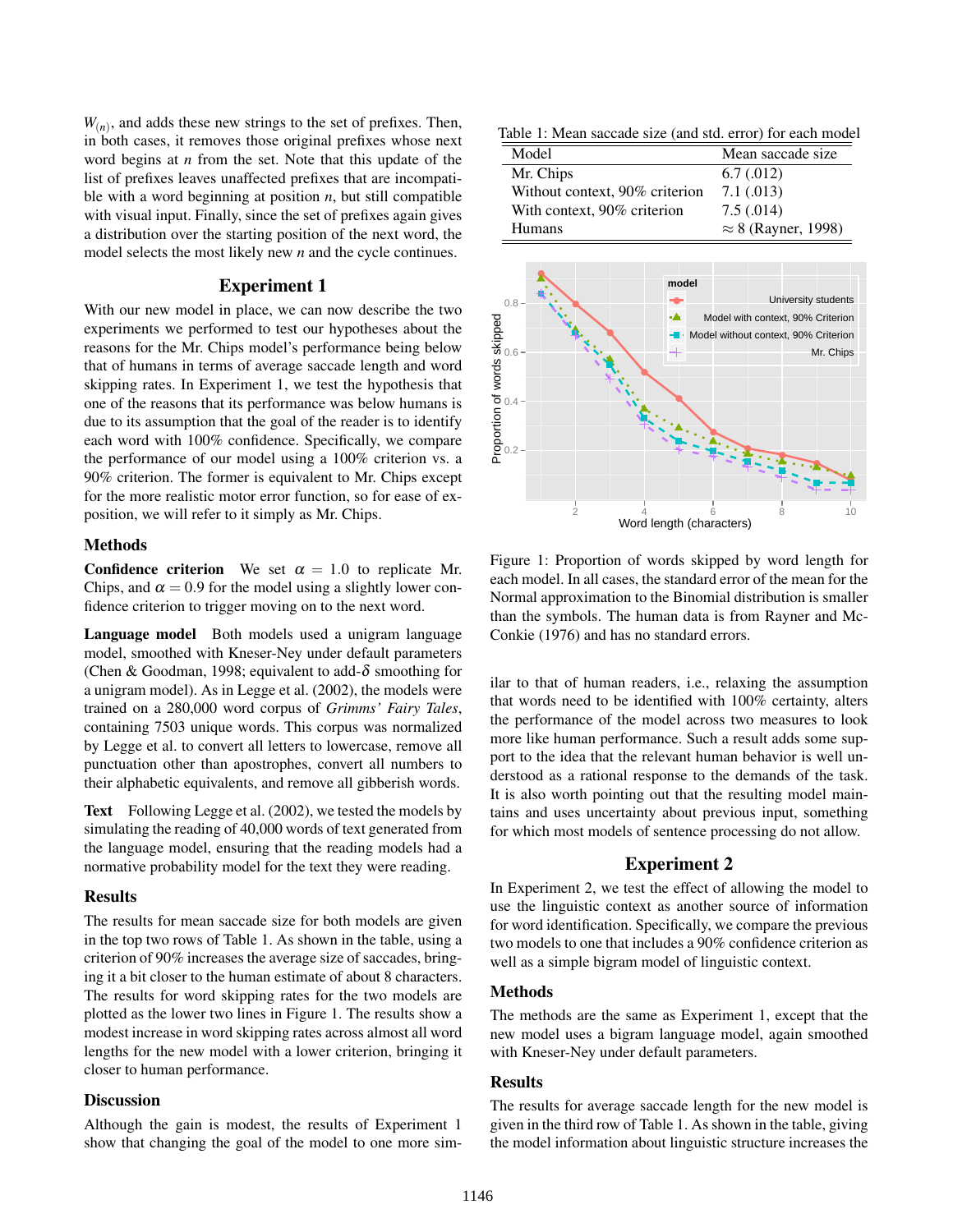$W_{(n)}$, and adds these new strings to the set of prefixes. Then, in both cases, it removes those original prefixes whose next word begins at $n$ from the set. Note that this update of the list of prefixes leaves unaffected prefixes that are incompatible with a word beginning at position $n$, but still compatible with visual input. Finally, since the set of prefixes again gives a distribution over the starting position of the next word, the model selects the most likely new $n$ and the cycle continues.

## Experiment 1

With our new model in place, we can now describe the two experiments we performed to test our hypotheses about the reasons for the Mr. Chips model's performance being below that of humans in terms of average saccade length and word skipping rates. In Experiment 1, we test the hypothesis that one of the reasons that its performance was below humans is due to its assumption that the goal of the reader is to identify each word with 100% confidence. Specifically, we compare the performance of our model using a 100% criterion vs. a 90% criterion. The former is equivalent to Mr. Chips except for the more realistic motor error function, so for ease of exposition, we will refer to it simply as Mr. Chips.

### Methods

**Confidence criterion** We set $\alpha = 1.0$ to replicate Mr. Chips, and $\alpha = 0.9$ for the model using a slightly lower confidence criterion to trigger moving on to the next word.

**Language model** Both models used a unigram language model, smoothed with Kneser-Ney under default parameters (Chen & Goodman, 1998; equivalent to add-$\delta$ smoothing for a unigram model). As in Legge et al. (2002), the models were trained on a 280,000 word corpus of *Grimms' Fairy Tales*, containing 7503 unique words. This corpus was normalized by Legge et al. to convert all letters to lowercase, remove all punctuation other than apostrophes, convert all numbers to their alphabetic equivalents, and remove all gibberish words.

**Text** Following Legge et al. (2002), we tested the models by simulating the reading of 40,000 words of text generated from the language model, ensuring that the reading models had a normative probability model for the text they were reading.

### Results

The results for mean saccade size for both models are given in the top two rows of Table 1. As shown in the table, using a criterion of 90% increases the average size of saccades, bringing it a bit closer to the human estimate of about 8 characters. The results for word skipping rates for the two models are plotted as the lower two lines in Figure 1. The results show a modest increase in word skipping rates across almost all word lengths for the new model with a lower criterion, bringing it closer to human performance.

### Discussion

Although the gain is modest, the results of Experiment 1 show that changing the goal of the model to one more similar to that of human readers, i.e., relaxing the assumption that words need to be identified with 100% certainty, alters the performance of the model across two measures to look more like human performance. Such a result adds some support to the idea that the relevant human behavior is well understood as a rational response to the demands of the task. It is also worth pointing out that the resulting model maintains and uses uncertainty about previous input, something for which most models of sentence processing do not allow.

Table 1: Mean saccade size (and std. error) for each model

| Model | Mean saccade size |
|---|---|
| Mr. Chips | 6.7 (.012) |
| Without context, 90% criterion | 7.1 (.013) |
| With context, 90% criterion | 7.5 (.014) |
| Humans | ≈ 8 (Rayner, 1998) |

Figure 1: Proportion of words skipped by word length for each model. In all cases, the standard error of the mean for the Normal approximation to the Binomial distribution is smaller than the symbols. The human data is from Rayner and McConkie (1976) and has no standard errors.

## Experiment 2

In Experiment 2, we test the effect of allowing the model to use the linguistic context as another source of information for word identification. Specifically, we compare the previous two models to one that includes a 90% confidence criterion as well as a simple bigram model of linguistic context.

### Methods

The methods are the same as Experiment 1, except that the new model uses a bigram language model, again smoothed with Kneser-Ney under default parameters.

### Results

The results for average saccade length for the new model is given in the third row of Table 1. As shown in the table, giving the model information about linguistic structure increases the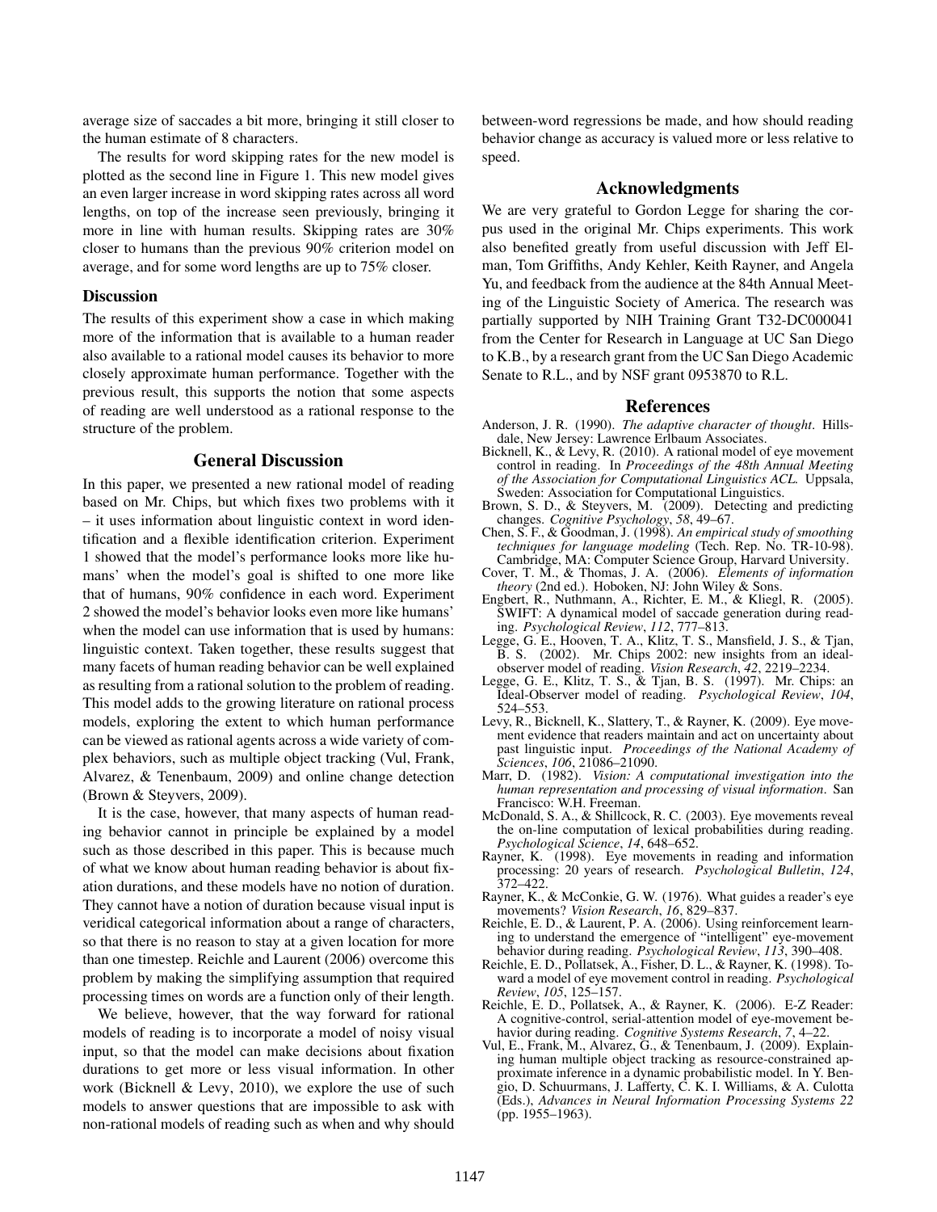average size of saccades a bit more, bringing it still closer to the human estimate of 8 characters.

The results for word skipping rates for the new model is plotted as the second line in Figure 1. This new model gives an even larger increase in word skipping rates across all word lengths, on top of the increase seen previously, bringing it more in line with human results. Skipping rates are 30% closer to humans than the previous 90% criterion model on average, and for some word lengths are up to 75% closer.

### Discussion

The results of this experiment show a case in which making more of the information that is available to a human reader also available to a rational model causes its behavior to more closely approximate human performance. Together with the previous result, this supports the notion that some aspects of reading are well understood as a rational response to the structure of the problem.

## General Discussion

In this paper, we presented a new rational model of reading based on Mr. Chips, but which fixes two problems with it – it uses information about linguistic context in word identification and a flexible identification criterion. Experiment 1 showed that the model's performance looks more like humans' when the model's goal is shifted to one more like that of humans, 90% confidence in each word. Experiment 2 showed the model's behavior looks even more like humans' when the model can use information that is used by humans: linguistic context. Taken together, these results suggest that many facets of human reading behavior can be well explained as resulting from a rational solution to the problem of reading. This model adds to the growing literature on rational process models, exploring the extent to which human performance can be viewed as rational agents across a wide variety of complex behaviors, such as multiple object tracking (Vul, Frank, Alvarez, & Tenenbaum, 2009) and online change detection (Brown & Steyvers, 2009).

It is the case, however, that many aspects of human reading behavior cannot in principle be explained by a model such as those described in this paper. This is because much of what we know about human reading behavior is about fixation durations, and these models have no notion of duration. They cannot have a notion of duration because visual input is veridical categorical information about a range of characters, so that there is no reason to stay at a given location for more than one timestep. Reichle and Laurent (2006) overcome this problem by making the simplifying assumption that required processing times on words are a function only of their length.

We believe, however, that the way forward for rational models of reading is to incorporate a model of noisy visual input, so that the model can make decisions about fixation durations to get more or less visual information. In other work (Bicknell & Levy, 2010), we explore the use of such models to answer questions that are impossible to ask with non-rational models of reading such as when and why should between-word regressions be made, and how should reading behavior change as accuracy is valued more or less relative to speed.

## Acknowledgments

We are very grateful to Gordon Legge for sharing the corpus used in the original Mr. Chips experiments. This work also benefited greatly from useful discussion with Jeff Elman, Tom Griffiths, Andy Kehler, Keith Rayner, and Angela Yu, and feedback from the audience at the 84th Annual Meeting of the Linguistic Society of America. The research was partially supported by NIH Training Grant T32-DC000041 from the Center for Research in Language at UC San Diego to K.B., by a research grant from the UC San Diego Academic Senate to R.L., and by NSF grant 0953870 to R.L.

## References

Anderson, J. R. (1990). *The adaptive character of thought*. Hillsdale, New Jersey: Lawrence Erlbaum Associates.

Bicknell, K., & Levy, R. (2010). A rational model of eye movement control in reading. In *Proceedings of the 48th Annual Meeting of the Association for Computational Linguistics ACL*. Uppsala, Sweden: Association for Computational Linguistics.

Brown, S. D., & Steyvers, M. (2009). Detecting and predicting changes. *Cognitive Psychology*, *58*, 49–67.

Chen, S. F., & Goodman, J. (1998). *An empirical study of smoothing techniques for language modeling* (Tech. Rep. No. TR-10-98). Cambridge, MA: Computer Science Group, Harvard University.

Cover, T. M., & Thomas, J. A. (2006). *Elements of information theory* (2nd ed.). Hoboken, NJ: John Wiley & Sons.

Engbert, R., Nuthmann, A., Richter, E. M., & Kliegl, R. (2005). SWIFT: A dynamical model of saccade generation during reading. *Psychological Review*, *112*, 777–813.

Legge, G. E., Hooven, T. A., Klitz, T. S., Mansfield, J. S., & Tjan, B. S. (2002). Mr. Chips 2002: new insights from an ideal-observer model of reading. *Vision Research*, *42*, 2219–2234.

Legge, G. E., Klitz, T. S., & Tjan, B. S. (1997). Mr. Chips: an Ideal-Observer model of reading. *Psychological Review*, *104*, 524–553.

Levy, R., Bicknell, K., Slattery, T., & Rayner, K. (2009). Eye movement evidence that readers maintain and act on uncertainty about past linguistic input. *Proceedings of the National Academy of Sciences*, *106*, 21086–21090.

Marr, D. (1982). *Vision: A computational investigation into the human representation and processing of visual information*. San Francisco: W.H. Freeman.

McDonald, S. A., & Shillcock, R. C. (2003). Eye movements reveal the on-line computation of lexical probabilities during reading. *Psychological Science*, *14*, 648–652.

Rayner, K. (1998). Eye movements in reading and information processing: 20 years of research. *Psychological Bulletin*, *124*, 372–422.

Rayner, K., & McConkie, G. W. (1976). What guides a reader's eye movements? *Vision Research*, *16*, 829–837.

Reichle, E. D., & Laurent, P. A. (2006). Using reinforcement learning to understand the emergence of "intelligent" eye-movement behavior during reading. *Psychological Review*, *113*, 390–408.

Reichle, E. D., Pollatsek, A., Fisher, D. L., & Rayner, K. (1998). Toward a model of eye movement control in reading. *Psychological Review*, *105*, 125–157.

Reichle, E. D., Pollatsek, A., & Rayner, K. (2006). E-Z Reader: A cognitive-control, serial-attention model of eye-movement behavior during reading. *Cognitive Systems Research*, *7*, 4–22.

Vul, E., Frank, M., Alvarez, G., & Tenenbaum, J. (2009). Explaining human multiple object tracking as resource-constrained approximate inference in a dynamic probabilistic model. In Y. Bengio, D. Schuurmans, J. Lafferty, C. K. I. Williams, & A. Culotta (Eds.), *Advances in Neural Information Processing Systems 22* (pp. 1955–1963).